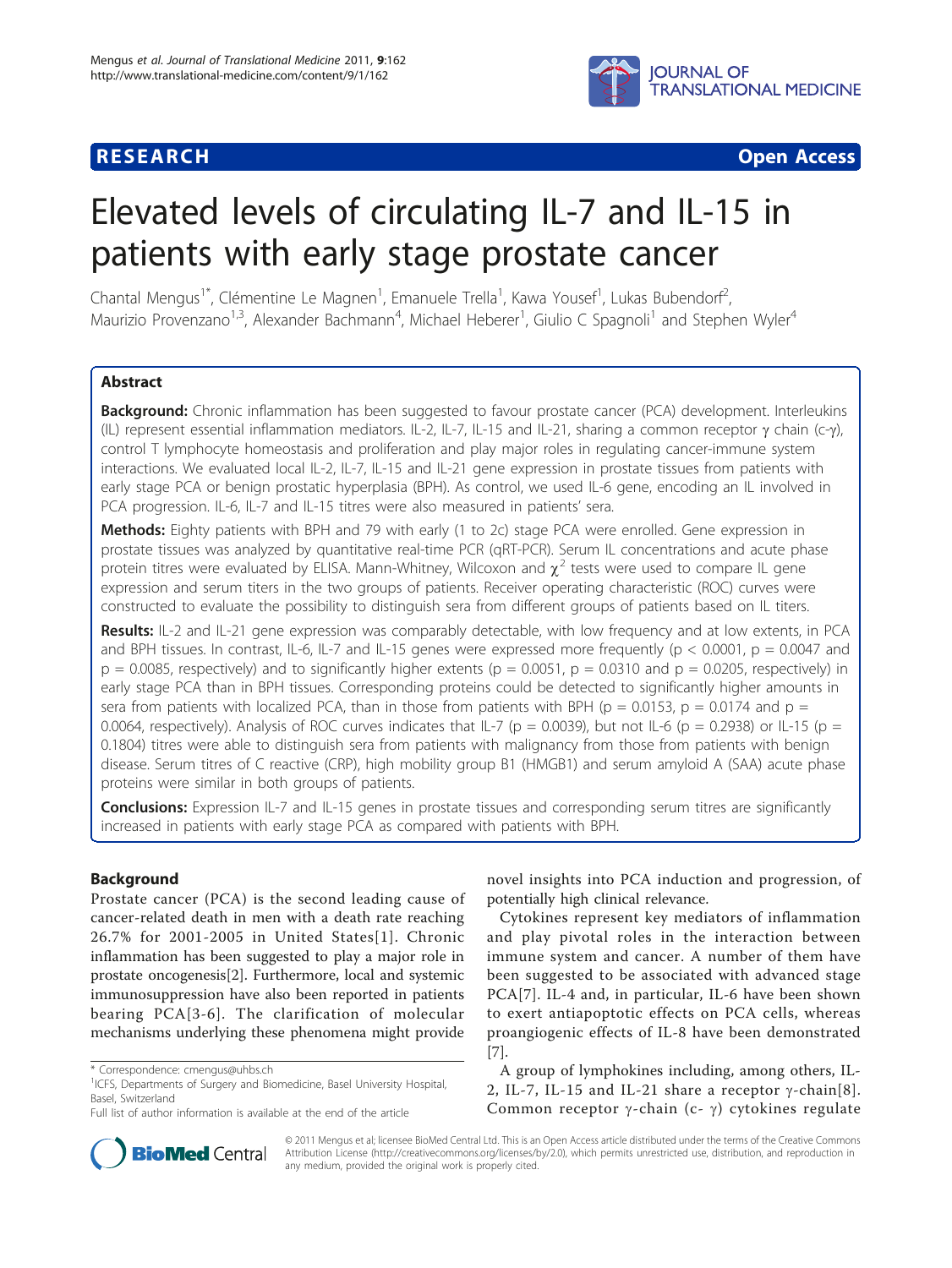**RESEARCH** **Open Access**

# Elevated levels of circulating IL-7 and IL-15 in patients with early stage prostate cancer

Chantal Mengus[1*], Clémentine Le Magnen[1], Emanuele Trella[1], Kawa Yousef[1], Lukas Bubendorf[2], Maurizio Provenzano[1,3], Alexander Bachmann[4], Michael Heberer[1], Giulio C Spagnoli[1] and Stephen Wyler[4]

## Abstract

**Background:** Chronic inflammation has been suggested to favour prostate cancer (PCA) development. Interleukins (IL) represent essential inflammation mediators. IL-2, IL-7, IL-15 and IL-21, sharing a common receptor γ chain (c-γ), control T lymphocyte homeostasis and proliferation and play major roles in regulating cancer-immune system interactions. We evaluated local IL-2, IL-7, IL-15 and IL-21 gene expression in prostate tissues from patients with early stage PCA or benign prostatic hyperplasia (BPH). As control, we used IL-6 gene, encoding an IL involved in PCA progression. IL-6, IL-7 and IL-15 titres were also measured in patients' sera.

**Methods:** Eighty patients with BPH and 79 with early (1 to 2c) stage PCA were enrolled. Gene expression in prostate tissues was analyzed by quantitative real-time PCR (qRT-PCR). Serum IL concentrations and acute phase protein titres were evaluated by ELISA. Mann-Whitney, Wilcoxon and $\chi^2$ tests were used to compare IL gene expression and serum titers in the two groups of patients. Receiver operating characteristic (ROC) curves were constructed to evaluate the possibility to distinguish sera from different groups of patients based on IL titers.

**Results:** IL-2 and IL-21 gene expression was comparably detectable, with low frequency and at low extents, in PCA and BPH tissues. In contrast, IL-6, IL-7 and IL-15 genes were expressed more frequently ($p < 0.0001$, $p = 0.0047$ and $p = 0.0085$, respectively) and to significantly higher extents ($p = 0.0051$, $p = 0.0310$ and $p = 0.0205$, respectively) in early stage PCA than in BPH tissues. Corresponding proteins could be detected to significantly higher amounts in sera from patients with localized PCA, than in those from patients with BPH ($p = 0.0153$, $p = 0.0174$ and $p = 0.0064$, respectively). Analysis of ROC curves indicates that IL-7 ($p = 0.0039$), but not IL-6 ($p = 0.2938$) or IL-15 ($p = 0.1804$) titres were able to distinguish sera from patients with malignancy from those from patients with benign disease. Serum titres of C reactive (CRP), high mobility group B1 (HMGB1) and serum amyloid A (SAA) acute phase proteins were similar in both groups of patients.

**Conclusions:** Expression IL-7 and IL-15 genes in prostate tissues and corresponding serum titres are significantly increased in patients with early stage PCA as compared with patients with BPH.

## Background

Prostate cancer (PCA) is the second leading cause of cancer-related death in men with a death rate reaching 26.7% for 2001-2005 in United States[1]. Chronic inflammation has been suggested to play a major role in prostate oncogenesis[2]. Furthermore, local and systemic immunosuppression have also been reported in patients bearing PCA[3-6]. The clarification of molecular mechanisms underlying these phenomena might provide novel insights into PCA induction and progression, of potentially high clinical relevance.

Cytokines represent key mediators of inflammation and play pivotal roles in the interaction between immune system and cancer. A number of them have been suggested to be associated with advanced stage PCA[7]. IL-4 and, in particular, IL-6 have been shown to exert antiapoptotic effects on PCA cells, whereas proangiogenic effects of IL-8 have been demonstrated [7].

A group of lymphokines including, among others, IL-2, IL-7, IL-15 and IL-21 share a receptor γ-chain[8]. Common receptor γ-chain (c- γ) cytokines regulate

\* Correspondence: cmengus@uhbs.ch

[1]ICFS, Departments of Surgery and Biomedicine, Basel University Hospital, Basel, Switzerland

Full list of author information is available at the end of the article

© 2011 Mengus et al; licensee BioMed Central Ltd. This is an Open Access article distributed under the terms of the Creative Commons Attribution License (http://creativecommons.org/licenses/by/2.0), which permits unrestricted use, distribution, and reproduction in any medium, provided the original work is properly cited.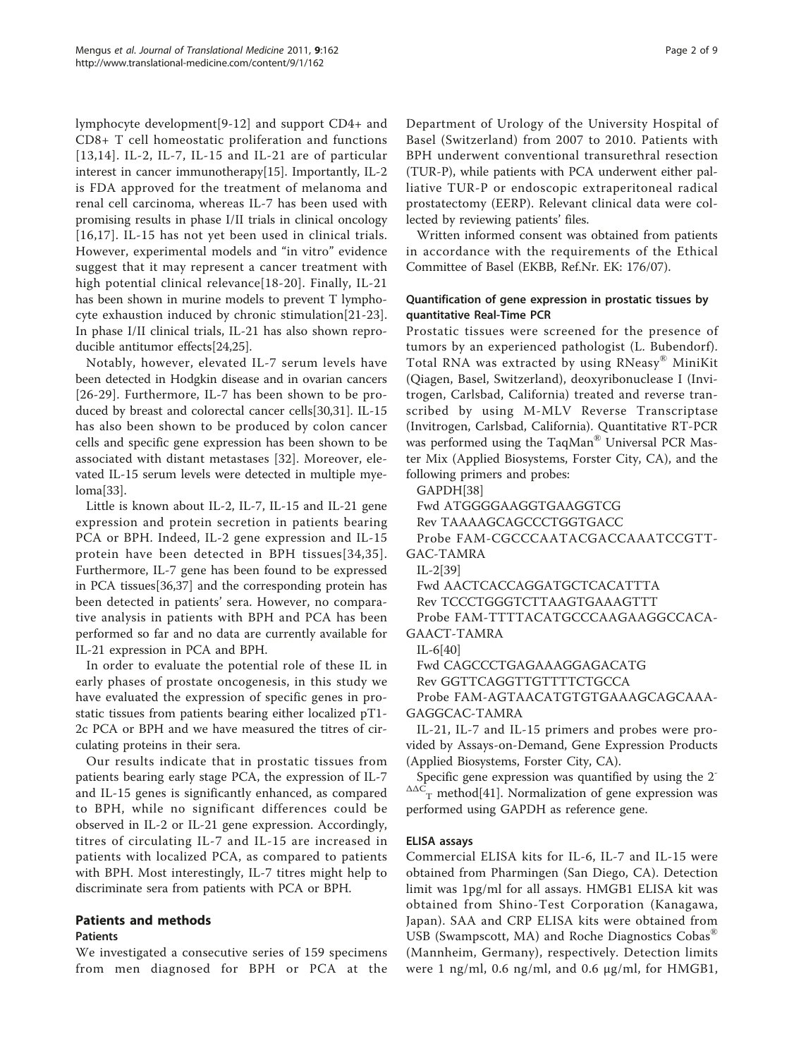lymphocyte development[9-12] and support CD4+ and CD8+ T cell homeostatic proliferation and functions [13,14]. IL-2, IL-7, IL-15 and IL-21 are of particular interest in cancer immunotherapy[15]. Importantly, IL-2 is FDA approved for the treatment of melanoma and renal cell carcinoma, whereas IL-7 has been used with promising results in phase I/II trials in clinical oncology [16,17]. IL-15 has not yet been used in clinical trials. However, experimental models and "in vitro" evidence suggest that it may represent a cancer treatment with high potential clinical relevance[18-20]. Finally, IL-21 has been shown in murine models to prevent T lymphocyte exhaustion induced by chronic stimulation[21-23]. In phase I/II clinical trials, IL-21 has also shown reproducible antitumor effects[24,25].

Notably, however, elevated IL-7 serum levels have been detected in Hodgkin disease and in ovarian cancers [26-29]. Furthermore, IL-7 has been shown to be produced by breast and colorectal cancer cells[30,31]. IL-15 has also been shown to be produced by colon cancer cells and specific gene expression has been shown to be associated with distant metastases [32]. Moreover, elevated IL-15 serum levels were detected in multiple myeloma[33].

Little is known about IL-2, IL-7, IL-15 and IL-21 gene expression and protein secretion in patients bearing PCA or BPH. Indeed, IL-2 gene expression and IL-15 protein have been detected in BPH tissues[34,35]. Furthermore, IL-7 gene has been found to be expressed in PCA tissues[36,37] and the corresponding protein has been detected in patients' sera. However, no comparative analysis in patients with BPH and PCA has been performed so far and no data are currently available for IL-21 expression in PCA and BPH.

In order to evaluate the potential role of these IL in early phases of prostate oncogenesis, in this study we have evaluated the expression of specific genes in prostatic tissues from patients bearing either localized pT1-2c PCA or BPH and we have measured the titres of circulating proteins in their sera.

Our results indicate that in prostatic tissues from patients bearing early stage PCA, the expression of IL-7 and IL-15 genes is significantly enhanced, as compared to BPH, while no significant differences could be observed in IL-2 or IL-21 gene expression. Accordingly, titres of circulating IL-7 and IL-15 are increased in patients with localized PCA, as compared to patients with BPH. Most interestingly, IL-7 titres might help to discriminate sera from patients with PCA or BPH.

## Patients and methods

### Patients

We investigated a consecutive series of 159 specimens from men diagnosed for BPH or PCA at the Department of Urology of the University Hospital of Basel (Switzerland) from 2007 to 2010. Patients with BPH underwent conventional transurethral resection (TUR-P), while patients with PCA underwent either palliative TUR-P or endoscopic extraperitoneal radical prostatectomy (EERP). Relevant clinical data were collected by reviewing patients' files.

Written informed consent was obtained from patients in accordance with the requirements of the Ethical Committee of Basel (EKBB, Ref.Nr. EK: 176/07).

### Quantification of gene expression in prostatic tissues by quantitative Real-Time PCR

Prostatic tissues were screened for the presence of tumors by an experienced pathologist (L. Bubendorf). Total RNA was extracted by using RNeasy® MiniKit (Qiagen, Basel, Switzerland), deoxyribonuclease I (Invitrogen, Carlsbad, California) treated and reverse transcribed by using M-MLV Reverse Transcriptase (Invitrogen, Carlsbad, California). Quantitative RT-PCR was performed using the TaqMan® Universal PCR Master Mix (Applied Biosystems, Forster City, CA), and the following primers and probes:

GAPDH[38]

Fwd ATGGGGAAGGTGAAGGTCG

Rev TAAAAGCAGCCCTGGTGACC

Probe FAM-CGCCCAATACGACCAAATCCGTT-GAC-TAMRA

IL-2[39]

Fwd AACTCACCAGGATGCTCACATTTA

Rev TCCCTGGGTCTTAAGTGAAAGTTT

Probe FAM-TTTTACATGCCCAAGAAGGCCACA-GAACT-TAMRA

IL-6[40]

Fwd CAGCCCTGAGAAAGGAGACATG

Rev GGTTCAGGTTGTTTTCTGCCA

Probe FAM-AGTAACATGTGTGAAAGCAGCAAA-GAGGCAC-TAMRA

IL-21, IL-7 and IL-15 primers and probes were provided by Assays-on-Demand, Gene Expression Products (Applied Biosystems, Forster City, CA).

Specific gene expression was quantified by using the $2^{-\Delta\Delta C_T}$ method[41]. Normalization of gene expression was performed using GAPDH as reference gene.

### ELISA assays

Commercial ELISA kits for IL-6, IL-7 and IL-15 were obtained from Pharmingen (San Diego, CA). Detection limit was 1pg/ml for all assays. HMGB1 ELISA kit was obtained from Shino-Test Corporation (Kanagawa, Japan). SAA and CRP ELISA kits were obtained from USB (Swampscott, MA) and Roche Diagnostics Cobas® (Mannheim, Germany), respectively. Detection limits were 1 ng/ml, 0.6 ng/ml, and 0.6 μg/ml, for HMGB1,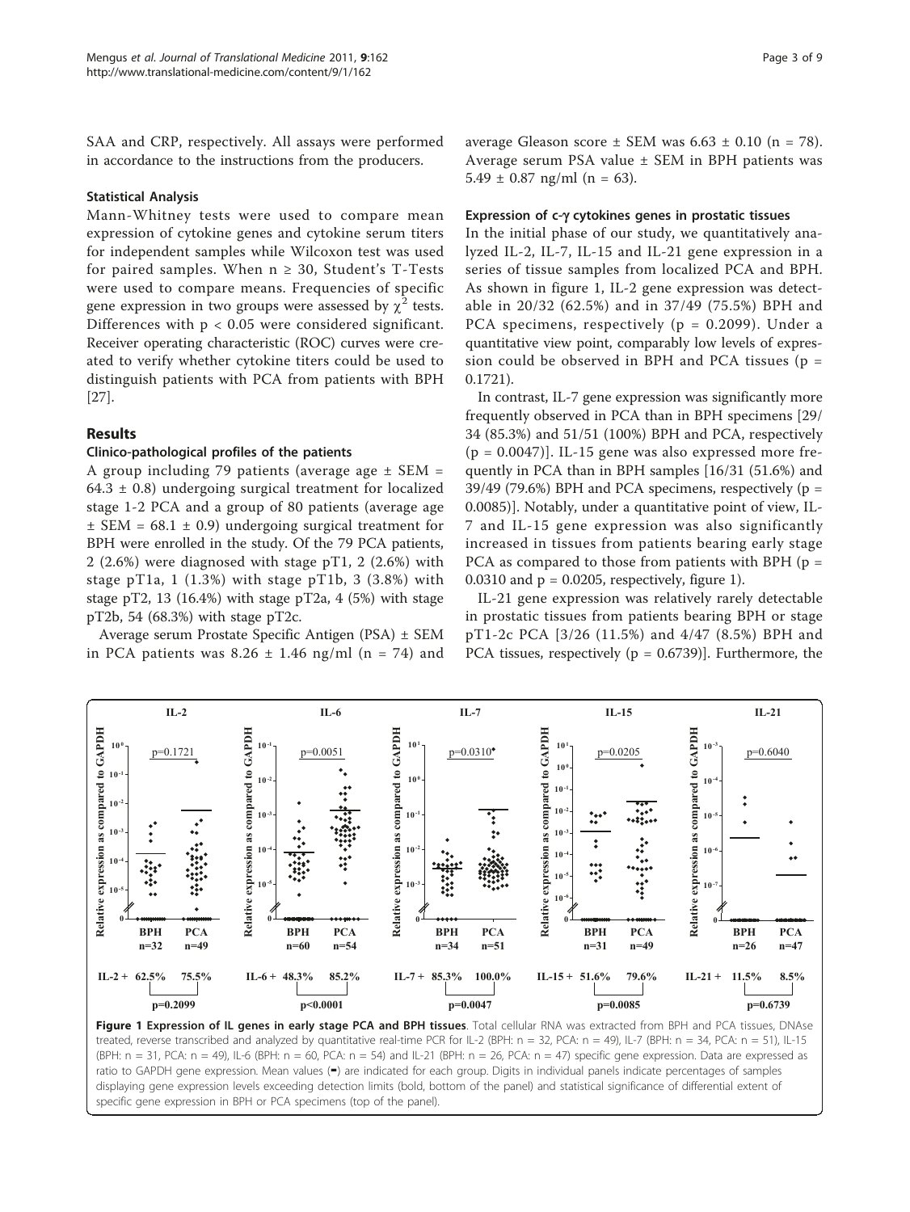SAA and CRP, respectively. All assays were performed in accordance to the instructions from the producers.

### Statistical Analysis

Mann-Whitney tests were used to compare mean expression of cytokine genes and cytokine serum titers for independent samples while Wilcoxon test was used for paired samples. When $n \geq 30$, Student's T-Tests were used to compare means. Frequencies of specific gene expression in two groups were assessed by $\chi^2$ tests. Differences with $p < 0.05$ were considered significant. Receiver operating characteristic (ROC) curves were created to verify whether cytokine titers could be used to distinguish patients with PCA from patients with BPH [27].

## Results

### Clinico-pathological profiles of the patients

A group including 79 patients (average age ± SEM = 64.3 ± 0.8) undergoing surgical treatment for localized stage 1-2 PCA and a group of 80 patients (average age ± SEM = 68.1 ± 0.9) undergoing surgical treatment for BPH were enrolled in the study. Of the 79 PCA patients, 2 (2.6%) were diagnosed with stage pT1, 2 (2.6%) with stage pT1a, 1 (1.3%) with stage pT1b, 3 (3.8%) with stage pT2, 13 (16.4%) with stage pT2a, 4 (5%) with stage pT2b, 54 (68.3%) with stage pT2c.

Average serum Prostate Specific Antigen (PSA) ± SEM in PCA patients was 8.26 ± 1.46 ng/ml (n = 74) and average Gleason score ± SEM was 6.63 ± 0.10 (n = 78). Average serum PSA value ± SEM in BPH patients was 5.49 ± 0.87 ng/ml (n = 63).

### Expression of c-γ cytokines genes in prostatic tissues

In the initial phase of our study, we quantitatively analyzed IL-2, IL-7, IL-15 and IL-21 gene expression in a series of tissue samples from localized PCA and BPH. As shown in figure 1, IL-2 gene expression was detectable in 20/32 (62.5%) and in 37/49 (75.5%) BPH and PCA specimens, respectively ($p = 0.2099$). Under a quantitative view point, comparably low levels of expression could be observed in BPH and PCA tissues ($p = 0.1721$).

In contrast, IL-7 gene expression was significantly more frequently observed in PCA than in BPH specimens [29/34 (85.3%) and 51/51 (100%) BPH and PCA, respectively ($p = 0.0047$)]. IL-15 gene was also expressed more frequently in PCA than in BPH samples [16/31 (51.6%) and 39/49 (79.6%) BPH and PCA specimens, respectively ($p = 0.0085$)]. Notably, under a quantitative point of view, IL-7 and IL-15 gene expression was also significantly increased in tissues from patients bearing early stage PCA as compared to those from patients with BPH ($p = 0.0310$ and $p = 0.0205$, respectively, figure 1).

IL-21 gene expression was relatively rarely detectable in prostatic tissues from patients bearing BPH or stage pT1-2c PCA [3/26 (11.5%) and 4/47 (8.5%) BPH and PCA tissues, respectively ($p = 0.6739$)]. Furthermore, the

**Figure 1 Expression of IL genes in early stage PCA and BPH tissues**. Total cellular RNA was extracted from BPH and PCA tissues, DNAse treated, reverse transcribed and analyzed by quantitative real-time PCR for IL-2 (BPH: n = 32, PCA: n = 49), IL-7 (BPH: n = 34, PCA: n = 51), IL-15 (BPH: n = 31, PCA: n = 49), IL-6 (BPH: n = 60, PCA: n = 54) and IL-21 (BPH: n = 26, PCA: n = 47) specific gene expression. Data are expressed as ratio to GAPDH gene expression. Mean values (▬) are indicated for each group. Digits in individual panels indicate percentages of samples displaying gene expression levels exceeding detection limits (bold, bottom of the panel) and statistical significance of differential extent of specific gene expression in BPH or PCA specimens (top of the panel).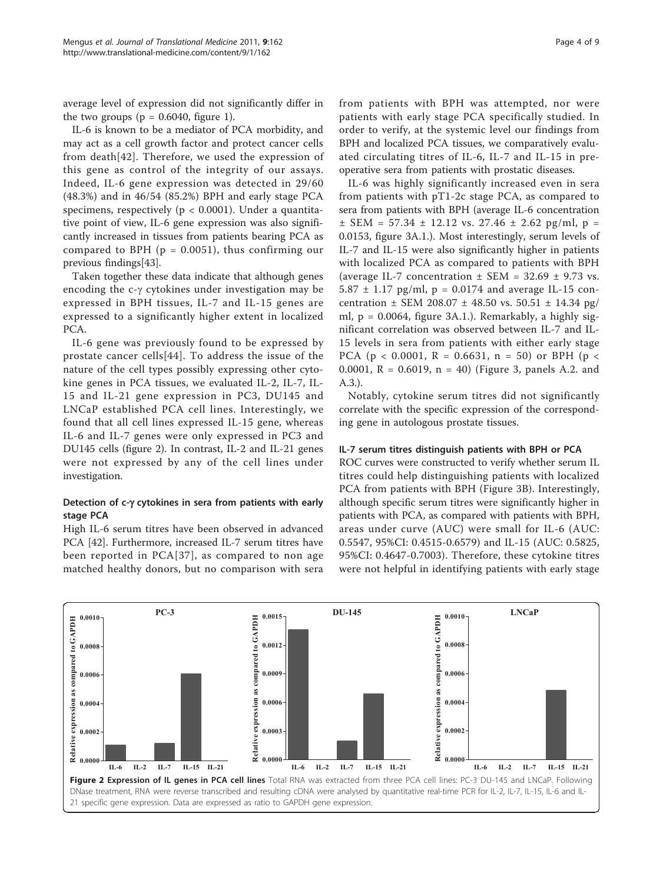average level of expression did not significantly differ in the two groups ($p = 0.6040$, figure 1).

IL-6 is known to be a mediator of PCA morbidity, and may act as a cell growth factor and protect cancer cells from death[42]. Therefore, we used the expression of this gene as control of the integrity of our assays. Indeed, IL-6 gene expression was detected in 29/60 (48.3%) and in 46/54 (85.2%) BPH and early stage PCA specimens, respectively ($p < 0.0001$). Under a quantitative point of view, IL-6 gene expression was also significantly increased in tissues from patients bearing PCA as compared to BPH ($p = 0.0051$), thus confirming our previous findings[43].

Taken together these data indicate that although genes encoding the c-γ cytokines under investigation may be expressed in BPH tissues, IL-7 and IL-15 genes are expressed to a significantly higher extent in localized PCA.

IL-6 gene was previously found to be expressed by prostate cancer cells[44]. To address the issue of the nature of the cell types possibly expressing other cytokine genes in PCA tissues, we evaluated IL-2, IL-7, IL-15 and IL-21 gene expression in PC3, DU145 and LNCaP established PCA cell lines. Interestingly, we found that all cell lines expressed IL-15 gene, whereas IL-6 and IL-7 genes were only expressed in PC3 and DU145 cells (figure 2). In contrast, IL-2 and IL-21 genes were not expressed by any of the cell lines under investigation.

### Detection of c-γ cytokines in sera from patients with early stage PCA

High IL-6 serum titres have been observed in advanced PCA [42]. Furthermore, increased IL-7 serum titres have been reported in PCA[37], as compared to non age matched healthy donors, but no comparison with sera from patients with BPH was attempted, nor were patients with early stage PCA specifically studied. In order to verify, at the systemic level our findings from BPH and localized PCA tissues, we comparatively evaluated circulating titres of IL-6, IL-7 and IL-15 in pre-operative sera from patients with prostatic diseases.

IL-6 was highly significantly increased even in sera from patients with pT1-2c stage PCA, as compared to sera from patients with BPH (average IL-6 concentration ± SEM = 57.34 ± 12.12 vs. 27.46 ± 2.62 pg/ml, $p = 0.0153$, figure 3A.1.). Most interestingly, serum levels of IL-7 and IL-15 were also significantly higher in patients with localized PCA as compared to patients with BPH (average IL-7 concentration ± SEM = 32.69 ± 9.73 vs. 5.87 ± 1.17 pg/ml, $p = 0.0174$ and average IL-15 concentration ± SEM 208.07 ± 48.50 vs. 50.51 ± 14.34 pg/ml, $p = 0.0064$, figure 3A.1.). Remarkably, a highly significant correlation was observed between IL-7 and IL-15 levels in sera from patients with either early stage PCA ($p < 0.0001$, $R = 0.6631$, $n = 50$) or BPH ($p < 0.0001$, $R = 0.6019$, $n = 40$) (Figure 3, panels A.2. and A.3.).

Notably, cytokine serum titres did not significantly correlate with the specific expression of the corresponding gene in autologous prostate tissues.

### IL-7 serum titres distinguish patients with BPH or PCA

ROC curves were constructed to verify whether serum IL titres could help distinguishing patients with localized PCA from patients with BPH (Figure 3B). Interestingly, although specific serum titres were significantly higher in patients with PCA, as compared with patients with BPH, areas under curve (AUC) were small for IL-6 (AUC: 0.5547, 95%CI: 0.4515-0.6579) and IL-15 (AUC: 0.5825, 95%CI: 0.4647-0.7003). Therefore, these cytokine titres were not helpful in identifying patients with early stage

**Figure 2 Expression of IL genes in PCA cell lines** Total RNA was extracted from three PCA cell lines: PC-3 DU-145 and LNCaP. Following DNase treatment, RNA were reverse transcribed and resulting cDNA were analysed by quantitative real-time PCR for IL-2, IL-7, IL-15, IL-6 and IL-21 specific gene expression. Data are expressed as ratio to GAPDH gene expression.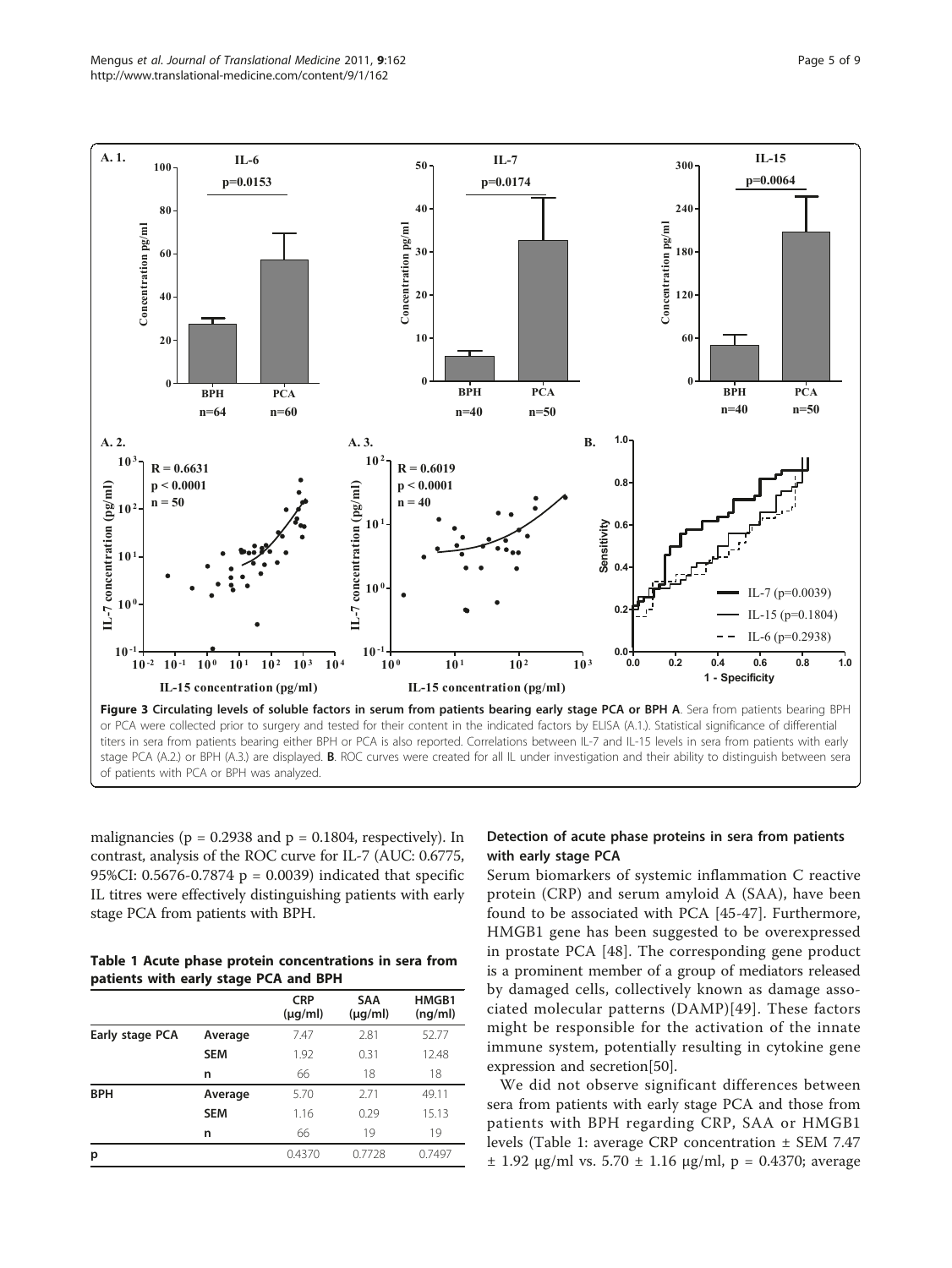**Figure 3 Circulating levels of soluble factors in serum from patients bearing early stage PCA or BPH A**. Sera from patients bearing BPH or PCA were collected prior to surgery and tested for their content in the indicated factors by ELISA (A.1.). Statistical significance of differential titers in sera from patients bearing either BPH or PCA is also reported. Correlations between IL-7 and IL-15 levels in sera from patients with early stage PCA (A.2.) or BPH (A.3.) are displayed. **B**. ROC curves were created for all IL under investigation and their ability to distinguish between sera of patients with PCA or BPH was analyzed.

malignancies (p = 0.2938 and p = 0.1804, respectively). In contrast, analysis of the ROC curve for IL-7 (AUC: 0.6775, 95%CI: 0.5676-0.7874 p = 0.0039) indicated that specific IL titres were effectively distinguishing patients with early stage PCA from patients with BPH.

**Table 1 Acute phase protein concentrations in sera from patients with early stage PCA and BPH**

| | | CRP (μg/ml) | SAA (μg/ml) | HMGB1 (ng/ml) |
|---|---|---|---|---|
| **Early stage PCA** | Average | 7.47 | 2.81 | 52.77 |
| | SEM | 1.92 | 0.31 | 12.48 |
| | n | 66 | 18 | 18 |
| **BPH** | Average | 5.70 | 2.71 | 49.11 |
| | SEM | 1.16 | 0.29 | 15.13 |
| | n | 66 | 19 | 19 |
| **p** | | 0.4370 | 0.7728 | 0.7497 |

### Detection of acute phase proteins in sera from patients with early stage PCA

Serum biomarkers of systemic inflammation C reactive protein (CRP) and serum amyloid A (SAA), have been found to be associated with PCA [45-47]. Furthermore, HMGB1 gene has been suggested to be overexpressed in prostate PCA [48]. The corresponding gene product is a prominent member of a group of mediators released by damaged cells, collectively known as damage associated molecular patterns (DAMP)[49]. These factors might be responsible for the activation of the innate immune system, potentially resulting in cytokine gene expression and secretion[50].

We did not observe significant differences between sera from patients with early stage PCA and those from patients with BPH regarding CRP, SAA or HMGB1 levels (Table 1: average CRP concentration ± SEM 7.47 ± 1.92 μg/ml vs. 5.70 ± 1.16 μg/ml, p = 0.4370; average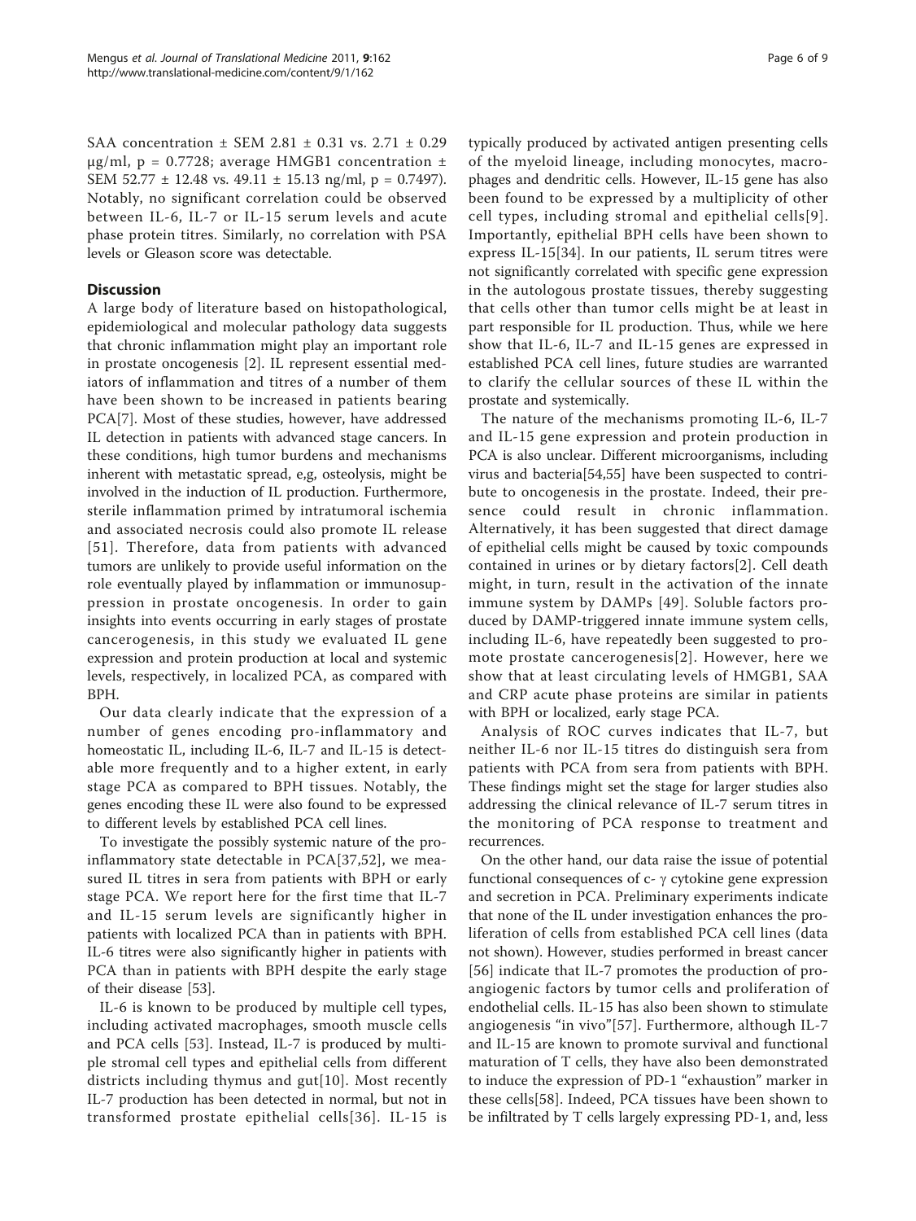SAA concentration ± SEM 2.81 ± 0.31 vs. 2.71 ± 0.29 μg/ml, p = 0.7728; average HMGB1 concentration ± SEM 52.77 ± 12.48 vs. 49.11 ± 15.13 ng/ml, p = 0.7497). Notably, no significant correlation could be observed between IL-6, IL-7 or IL-15 serum levels and acute phase protein titres. Similarly, no correlation with PSA levels or Gleason score was detectable.

## Discussion

A large body of literature based on histopathological, epidemiological and molecular pathology data suggests that chronic inflammation might play an important role in prostate oncogenesis [2]. IL represent essential mediators of inflammation and titres of a number of them have been shown to be increased in patients bearing PCA[7]. Most of these studies, however, have addressed IL detection in patients with advanced stage cancers. In these conditions, high tumor burdens and mechanisms inherent with metastatic spread, e,g, osteolysis, might be involved in the induction of IL production. Furthermore, sterile inflammation primed by intratumoral ischemia and associated necrosis could also promote IL release [51]. Therefore, data from patients with advanced tumors are unlikely to provide useful information on the role eventually played by inflammation or immunosuppression in prostate oncogenesis. In order to gain insights into events occurring in early stages of prostate cancerogenesis, in this study we evaluated IL gene expression and protein production at local and systemic levels, respectively, in localized PCA, as compared with BPH.

Our data clearly indicate that the expression of a number of genes encoding pro-inflammatory and homeostatic IL, including IL-6, IL-7 and IL-15 is detectable more frequently and to a higher extent, in early stage PCA as compared to BPH tissues. Notably, the genes encoding these IL were also found to be expressed to different levels by established PCA cell lines.

To investigate the possibly systemic nature of the pro-inflammatory state detectable in PCA[37,52], we measured IL titres in sera from patients with BPH or early stage PCA. We report here for the first time that IL-7 and IL-15 serum levels are significantly higher in patients with localized PCA than in patients with BPH. IL-6 titres were also significantly higher in patients with PCA than in patients with BPH despite the early stage of their disease [53].

IL-6 is known to be produced by multiple cell types, including activated macrophages, smooth muscle cells and PCA cells [53]. Instead, IL-7 is produced by multiple stromal cell types and epithelial cells from different districts including thymus and gut[10]. Most recently IL-7 production has been detected in normal, but not in transformed prostate epithelial cells[36]. IL-15 is typically produced by activated antigen presenting cells of the myeloid lineage, including monocytes, macrophages and dendritic cells. However, IL-15 gene has also been found to be expressed by a multiplicity of other cell types, including stromal and epithelial cells[9]. Importantly, epithelial BPH cells have been shown to express IL-15[34]. In our patients, IL serum titres were not significantly correlated with specific gene expression in the autologous prostate tissues, thereby suggesting that cells other than tumor cells might be at least in part responsible for IL production. Thus, while we here show that IL-6, IL-7 and IL-15 genes are expressed in established PCA cell lines, future studies are warranted to clarify the cellular sources of these IL within the prostate and systemically.

The nature of the mechanisms promoting IL-6, IL-7 and IL-15 gene expression and protein production in PCA is also unclear. Different microorganisms, including virus and bacteria[54,55] have been suspected to contribute to oncogenesis in the prostate. Indeed, their presence could result in chronic inflammation. Alternatively, it has been suggested that direct damage of epithelial cells might be caused by toxic compounds contained in urines or by dietary factors[2]. Cell death might, in turn, result in the activation of the innate immune system by DAMPs [49]. Soluble factors produced by DAMP-triggered innate immune system cells, including IL-6, have repeatedly been suggested to promote prostate cancerogenesis[2]. However, here we show that at least circulating levels of HMGB1, SAA and CRP acute phase proteins are similar in patients with BPH or localized, early stage PCA.

Analysis of ROC curves indicates that IL-7, but neither IL-6 nor IL-15 titres do distinguish sera from patients with PCA from sera from patients with BPH. These findings might set the stage for larger studies also addressing the clinical relevance of IL-7 serum titres in the monitoring of PCA response to treatment and recurrences.

On the other hand, our data raise the issue of potential functional consequences of c- γ cytokine gene expression and secretion in PCA. Preliminary experiments indicate that none of the IL under investigation enhances the proliferation of cells from established PCA cell lines (data not shown). However, studies performed in breast cancer [56] indicate that IL-7 promotes the production of pro-angiogenic factors by tumor cells and proliferation of endothelial cells. IL-15 has also been shown to stimulate angiogenesis "in vivo"[57]. Furthermore, although IL-7 and IL-15 are known to promote survival and functional maturation of T cells, they have also been demonstrated to induce the expression of PD-1 "exhaustion" marker in these cells[58]. Indeed, PCA tissues have been shown to be infiltrated by T cells largely expressing PD-1, and, less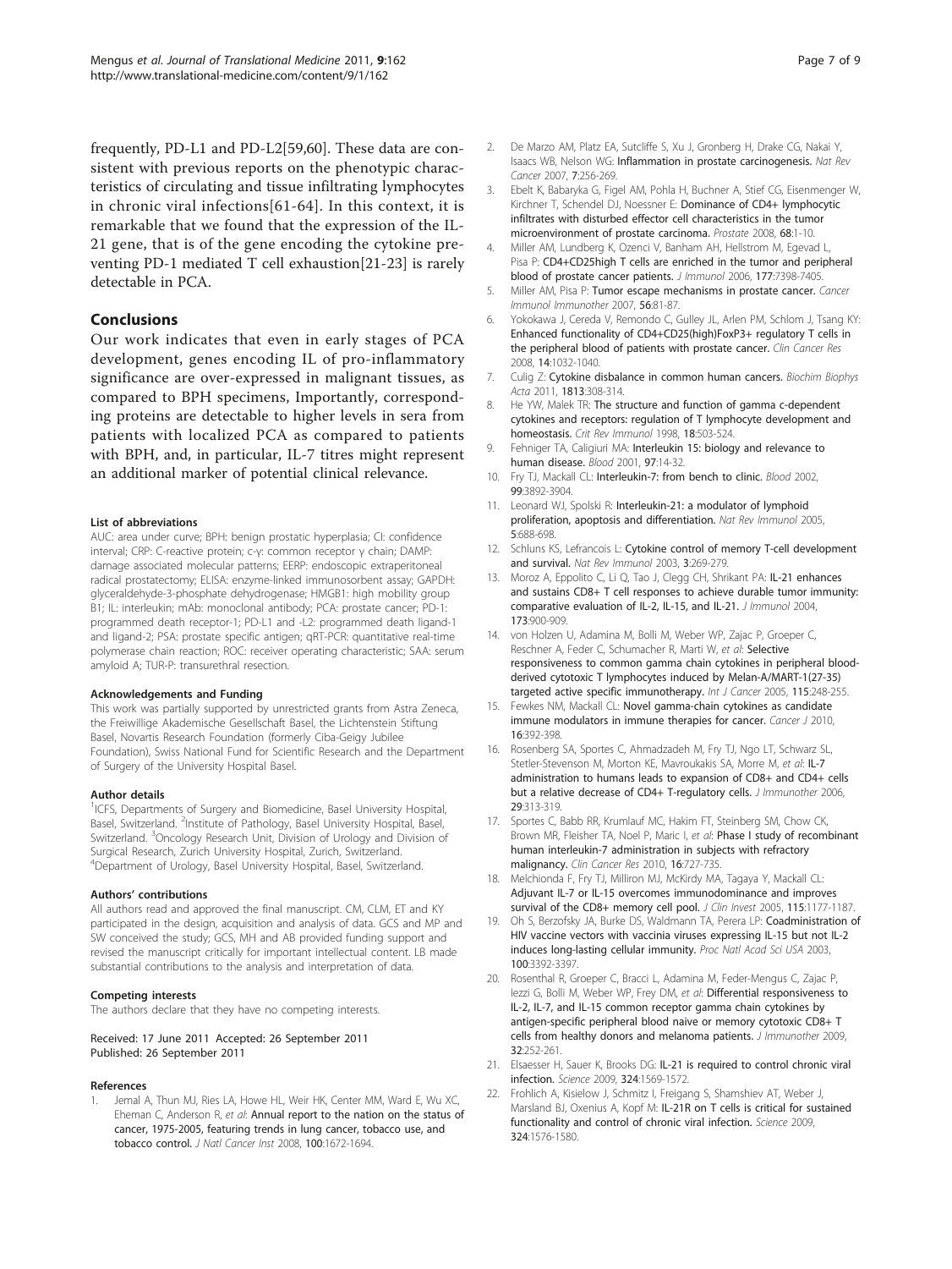frequently, PD-L1 and PD-L2[59,60]. These data are consistent with previous reports on the phenotypic characteristics of circulating and tissue infiltrating lymphocytes in chronic viral infections[61-64]. In this context, it is remarkable that we found that the expression of the IL-21 gene, that is of the gene encoding the cytokine preventing PD-1 mediated T cell exhaustion[21-23] is rarely detectable in PCA.

## Conclusions

Our work indicates that even in early stages of PCA development, genes encoding IL of pro-inflammatory significance are over-expressed in malignant tissues, as compared to BPH specimens, Importantly, corresponding proteins are detectable to higher levels in sera from patients with localized PCA as compared to patients with BPH, and, in particular, IL-7 titres might represent an additional marker of potential clinical relevance.

#### List of abbreviations

AUC: area under curve; BPH: benign prostatic hyperplasia; CI: confidence interval; CRP: C-reactive protein; c-γ: common receptor γ chain; DAMP: damage associated molecular patterns; EERP: endoscopic extraperitoneal radical prostatectomy; ELISA: enzyme-linked immunosorbent assay; GAPDH: glyceraldehyde-3-phosphate dehydrogenase; HMGB1: high mobility group B1; IL: interleukin; mAb: monoclonal antibody; PCA: prostate cancer; PD-1: programmed death receptor-1; PD-L1 and -L2: programmed death ligand-1 and ligand-2; PSA: prostate specific antigen; qRT-PCR: quantitative real-time polymerase chain reaction; ROC: receiver operating characteristic; SAA: serum amyloid A; TUR-P: transurethral resection.

#### Acknowledgements and Funding

This work was partially supported by unrestricted grants from Astra Zeneca, the Freiwillige Akademische Gesellschaft Basel, the Lichtenstein Stiftung Basel, Novartis Research Foundation (formerly Ciba-Geigy Jubilee Foundation), Swiss National Fund for Scientific Research and the Department of Surgery of the University Hospital Basel.

#### Author details

[1]ICFS, Departments of Surgery and Biomedicine, Basel University Hospital, Basel, Switzerland. [2]Institute of Pathology, Basel University Hospital, Basel, Switzerland. [3]Oncology Research Unit, Division of Urology and Division of Surgical Research, Zurich University Hospital, Zurich, Switzerland. [4]Department of Urology, Basel University Hospital, Basel, Switzerland.

#### Authors' contributions

All authors read and approved the final manuscript. CM, CLM, ET and KY participated in the design, acquisition and analysis of data. GCS and MP and SW conceived the study; GCS, MH and AB provided funding support and revised the manuscript critically for important intellectual content. LB made substantial contributions to the analysis and interpretation of data.

#### Competing interests

The authors declare that they have no competing interests.

Received: 17 June 2011 Accepted: 26 September 2011
Published: 26 September 2011

#### References

1. Jemal A, Thun MJ, Ries LA, Howe HL, Weir HK, Center MM, Ward E, Wu XC, Eheman C, Anderson R, *et al*: **Annual report to the nation on the status of cancer, 1975-2005, featuring trends in lung cancer, tobacco use, and tobacco control.** *J Natl Cancer Inst* 2008, **100**:1672-1694.
2. De Marzo AM, Platz EA, Sutcliffe S, Xu J, Gronberg H, Drake CG, Nakai Y, Isaacs WB, Nelson WG: **Inflammation in prostate carcinogenesis.** *Nat Rev Cancer* 2007, **7**:256-269.
3. Ebelt K, Babaryka G, Figel AM, Pohla H, Buchner A, Stief CG, Eisenmenger W, Kirchner T, Schendel DJ, Noessner E: **Dominance of CD4+ lymphocytic infiltrates with disturbed effector cell characteristics in the tumor microenvironment of prostate carcinoma.** *Prostate* 2008, **68**:1-10.
4. Miller AM, Lundberg K, Ozenci V, Banham AH, Hellstrom M, Egevad L, Pisa P: **CD4+CD25high T cells are enriched in the tumor and peripheral blood of prostate cancer patients.** *J Immunol* 2006, **177**:7398-7405.
5. Miller AM, Pisa P: **Tumor escape mechanisms in prostate cancer.** *Cancer Immunol Immunother* 2007, **56**:81-87.
6. Yokokawa J, Cereda V, Remondo C, Gulley JL, Arlen PM, Schlom J, Tsang KY: **Enhanced functionality of CD4+CD25(high)FoxP3+ regulatory T cells in the peripheral blood of patients with prostate cancer.** *Clin Cancer Res* 2008, **14**:1032-1040.
7. Culig Z: **Cytokine disbalance in common human cancers.** *Biochim Biophys Acta* 2011, **1813**:308-314.
8. He YW, Malek TR: **The structure and function of gamma c-dependent cytokines and receptors: regulation of T lymphocyte development and homeostasis.** *Crit Rev Immunol* 1998, **18**:503-524.
9. Fehniger TA, Caligiuri MA: **Interleukin 15: biology and relevance to human disease.** *Blood* 2001, **97**:14-32.
10. Fry TJ, Mackall CL: **Interleukin-7: from bench to clinic.** *Blood* 2002, **99**:3892-3904.
11. Leonard WJ, Spolski R: **Interleukin-21: a modulator of lymphoid proliferation, apoptosis and differentiation.** *Nat Rev Immunol* 2005, **5**:688-698.
12. Schluns KS, Lefrancois L: **Cytokine control of memory T-cell development and survival.** *Nat Rev Immunol* 2003, **3**:269-279.
13. Moroz A, Eppolito C, Li Q, Tao J, Clegg CH, Shrikant PA: **IL-21 enhances and sustains CD8+ T cell responses to achieve durable tumor immunity: comparative evaluation of IL-2, IL-15, and IL-21.** *J Immunol* 2004, **173**:900-909.
14. von Holzen U, Adamina M, Bolli M, Weber WP, Zajac P, Groeper C, Reschner A, Feder C, Schumacher R, Marti W, *et al*: **Selective responsiveness to common gamma chain cytokines in peripheral blood-derived cytotoxic T lymphocytes induced by Melan-A/MART-1(27-35) targeted active specific immunotherapy.** *Int J Cancer* 2005, **115**:248-255.
15. Fewkes NM, Mackall CL: **Novel gamma-chain cytokines as candidate immune modulators in immune therapies for cancer.** *Cancer J* 2010, **16**:392-398.
16. Rosenberg SA, Sportes C, Ahmadzadeh M, Fry TJ, Ngo LT, Schwarz SL, Stetler-Stevenson M, Morton KE, Mavroukakis SA, Morre M, *et al*: **IL-7 administration to humans leads to expansion of CD8+ and CD4+ cells but a relative decrease of CD4+ T-regulatory cells.** *J Immunother* 2006, **29**:313-319.
17. Sportes C, Babb RR, Krumlauf MC, Hakim FT, Steinberg SM, Chow CK, Brown MR, Fleisher TA, Noel P, Maric I, *et al*: **Phase I study of recombinant human interleukin-7 administration in subjects with refractory malignancy.** *Clin Cancer Res* 2010, **16**:727-735.
18. Melchionda F, Fry TJ, Milliron MJ, McKirdy MA, Tagaya Y, Mackall CL: **Adjuvant IL-7 or IL-15 overcomes immunodominance and improves survival of the CD8+ memory cell pool.** *J Clin Invest* 2005, **115**:1177-1187.
19. Oh S, Berzofsky JA, Burke DS, Waldmann TA, Perera LP: **Coadministration of HIV vaccine vectors with vaccinia viruses expressing IL-15 but not IL-2 induces long-lasting cellular immunity.** *Proc Natl Acad Sci USA* 2003, **100**:3392-3397.
20. Rosenthal R, Groeper C, Bracci L, Adamina M, Feder-Mengus C, Zajac P, Iezzi G, Bolli M, Weber WP, Frey DM, *et al*: **Differential responsiveness to IL-2, IL-7, and IL-15 common receptor gamma chain cytokines by antigen-specific peripheral blood naive or memory cytotoxic CD8+ T cells from healthy donors and melanoma patients.** *J Immunother* 2009, **32**:252-261.
21. Elsaesser H, Sauer K, Brooks DG: **IL-21 is required to control chronic viral infection.** *Science* 2009, **324**:1569-1572.
22. Frohlich A, Kisielow J, Schmitz I, Freigang S, Shamshiev AT, Weber J, Marsland BJ, Oxenius A, Kopf M: **IL-21R on T cells is critical for sustained functionality and control of chronic viral infection.** *Science* 2009, **324**:1576-1580.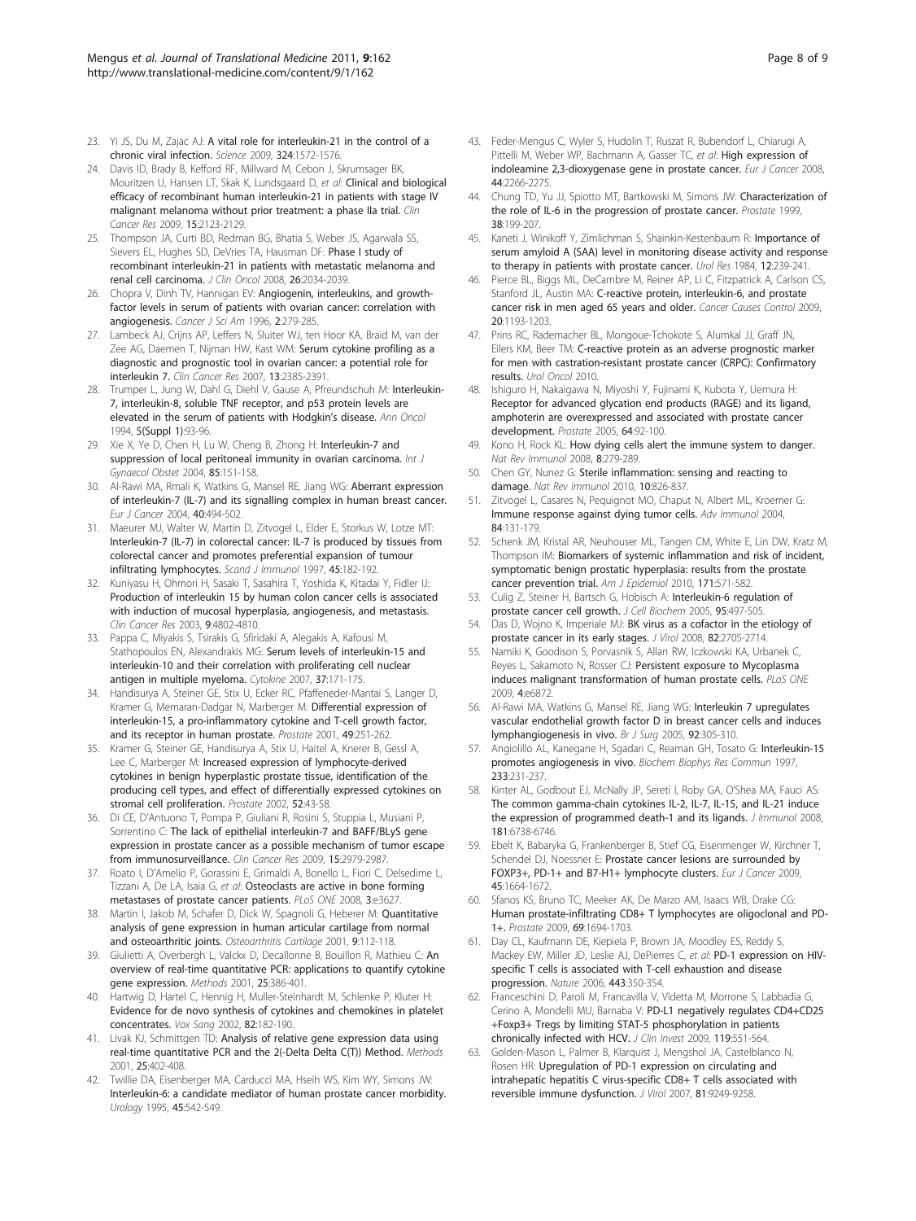23. Yi JS, Du M, Zajac AJ: A vital role for interleukin-21 in the control of a chronic viral infection. *Science* 2009, **324**:1572-1576.
24. Davis ID, Brady B, Kefford RF, Millward M, Cebon J, Skrumsager BK, Mouritzen U, Hansen LT, Skak K, Lundsgaard D, *et al*: Clinical and biological efficacy of recombinant human interleukin-21 in patients with stage IV malignant melanoma without prior treatment: a phase IIa trial. *Clin Cancer Res* 2009, **15**:2123-2129.
25. Thompson JA, Curti BD, Redman BG, Bhatia S, Weber JS, Agarwala SS, Sievers EL, Hughes SD, DeVries TA, Hausman DF: Phase I study of recombinant interleukin-21 in patients with metastatic melanoma and renal cell carcinoma. *J Clin Oncol* 2008, **26**:2034-2039.
26. Chopra V, Dinh TV, Hannigan EV: Angiogenin, interleukins, and growth-factor levels in serum of patients with ovarian cancer: correlation with angiogenesis. *Cancer J Sci Am* 1996, **2**:279-285.
27. Lambeck AJ, Crijns AP, Leffers N, Sluiter WJ, ten Hoor KA, Braid M, van der Zee AG, Daemen T, Nijman HW, Kast WM: Serum cytokine profiling as a diagnostic and prognostic tool in ovarian cancer: a potential role for interleukin 7. *Clin Cancer Res* 2007, **13**:2385-2391.
28. Trumper L, Jung W, Dahl G, Diehl V, Gause A, Pfreundschuh M: Interleukin-7, interleukin-8, soluble TNF receptor, and p53 protein levels are elevated in the serum of patients with Hodgkin's disease. *Ann Oncol* 1994, **5(Suppl 1)**:93-96.
29. Xie X, Ye D, Chen H, Lu W, Cheng B, Zhong H: Interleukin-7 and suppression of local peritoneal immunity in ovarian carcinoma. *Int J Gynaecol Obstet* 2004, **85**:151-158.
30. Al-Rawi MA, Rmali K, Watkins G, Mansel RE, Jiang WG: Aberrant expression of interleukin-7 (IL-7) and its signalling complex in human breast cancer. *Eur J Cancer* 2004, **40**:494-502.
31. Maeurer MJ, Walter W, Martin D, Zitvogel L, Elder E, Storkus W, Lotze MT: Interleukin-7 (IL-7) in colorectal cancer: IL-7 is produced by tissues from colorectal cancer and promotes preferential expansion of tumour infiltrating lymphocytes. *Scand J Immunol* 1997, **45**:182-192.
32. Kuniyasu H, Ohmori H, Sasaki T, Sasahira T, Yoshida K, Kitadai Y, Fidler IJ: Production of interleukin 15 by human colon cancer cells is associated with induction of mucosal hyperplasia, angiogenesis, and metastasis. *Clin Cancer Res* 2003, **9**:4802-4810.
33. Pappa C, Miyakis S, Tsirakis G, Sfiridaki A, Alegakis A, Kafousi M, Stathopoulos EN, Alexandrakis MG: Serum levels of interleukin-15 and interleukin-10 and their correlation with proliferating cell nuclear antigen in multiple myeloma. *Cytokine* 2007, **37**:171-175.
34. Handisurya A, Steiner GE, Stix U, Ecker RC, Pfaffeneder-Mantai S, Langer D, Kramer G, Memaran-Dadgar N, Marberger M: Differential expression of interleukin-15, a pro-inflammatory cytokine and T-cell growth factor, and its receptor in human prostate. *Prostate* 2001, **49**:251-262.
35. Kramer G, Steiner GE, Handisurya A, Stix U, Haitel A, Knerer B, Gessl A, Lee C, Marberger M: Increased expression of lymphocyte-derived cytokines in benign hyperplastic prostate tissue, identification of the producing cell types, and effect of differentially expressed cytokines on stromal cell proliferation. *Prostate* 2002, **52**:43-58.
36. Di CE, D'Antuono T, Pompa P, Giuliani R, Rosini S, Stuppia L, Musiani P, Sorrentino C: The lack of epithelial interleukin-7 and BAFF/BLyS gene expression in prostate cancer as a possible mechanism of tumor escape from immunosurveillance. *Clin Cancer Res* 2009, **15**:2979-2987.
37. Roato I, D'Amelio P, Gorassini E, Grimaldi A, Bonello L, Fiori C, Delsedime L, Tizzani A, De LA, Isaia G, *et al*: Osteoclasts are active in bone forming metastases of prostate cancer patients. *PLoS ONE* 2008, **3**:e3627.
38. Martin I, Jakob M, Schafer D, Dick W, Spagnoli G, Heberer M: Quantitative analysis of gene expression in human articular cartilage from normal and osteoarthritic joints. *Osteoarthritis Cartilage* 2001, **9**:112-118.
39. Giulietti A, Overbergh L, Valckx D, Decallonne B, Bouillon R, Mathieu C: An overview of real-time quantitative PCR: applications to quantify cytokine gene expression. *Methods* 2001, **25**:386-401.
40. Hartwig D, Hartel C, Hennig H, Muller-Steinhardt M, Schlenke P, Kluter H: Evidence for de novo synthesis of cytokines and chemokines in platelet concentrates. *Vox Sang* 2002, **82**:182-190.
41. Livak KJ, Schmittgen TD: Analysis of relative gene expression data using real-time quantitative PCR and the 2(-Delta Delta C(T)) Method. *Methods* 2001, **25**:402-408.
42. Twillie DA, Eisenberger MA, Carducci MA, Hseih WS, Kim WY, Simons JW: Interleukin-6: a candidate mediator of human prostate cancer morbidity. *Urology* 1995, **45**:542-549.
43. Feder-Mengus C, Wyler S, Hudolin T, Ruszat R, Bubendorf L, Chiarugi A, Pittelli M, Weber WP, Bachmann A, Gasser TC, *et al*: High expression of indoleamine 2,3-dioxygenase gene in prostate cancer. *Eur J Cancer* 2008, **44**:2266-2275.
44. Chung TD, Yu JJ, Spiotto MT, Bartkowski M, Simons JW: Characterization of the role of IL-6 in the progression of prostate cancer. *Prostate* 1999, **38**:199-207.
45. Kaneti J, Winikoff Y, Zimlichman S, Shainkin-Kestenbaum R: Importance of serum amyloid A (SAA) level in monitoring disease activity and response to therapy in patients with prostate cancer. *Urol Res* 1984, **12**:239-241.
46. Pierce BL, Biggs ML, DeCambre M, Reiner AP, Li C, Fitzpatrick A, Carlson CS, Stanford JL, Austin MA: C-reactive protein, interleukin-6, and prostate cancer risk in men aged 65 years and older. *Cancer Causes Control* 2009, **20**:1193-1203.
47. Prins RC, Rademacher BL, Mongoue-Tchokote S, Alumkal JJ, Graff JN, Eilers KM, Beer TM: C-reactive protein as an adverse prognostic marker for men with castration-resistant prostate cancer (CRPC): Confirmatory results. *Urol Oncol* 2010.
48. Ishiguro H, Nakaigawa N, Miyoshi Y, Fujinami K, Kubota Y, Uemura H: Receptor for advanced glycation end products (RAGE) and its ligand, amphoterin are overexpressed and associated with prostate cancer development. *Prostate* 2005, **64**:92-100.
49. Kono H, Rock KL: How dying cells alert the immune system to danger. *Nat Rev Immunol* 2008, **8**:279-289.
50. Chen GY, Nunez G: Sterile inflammation: sensing and reacting to damage. *Nat Rev Immunol* 2010, **10**:826-837.
51. Zitvogel L, Casares N, Pequignot MO, Chaput N, Albert ML, Kroemer G: Immune response against dying tumor cells. *Adv Immunol* 2004, **84**:131-179.
52. Schenk JM, Kristal AR, Neuhouser ML, Tangen CM, White E, Lin DW, Kratz M, Thompson IM: Biomarkers of systemic inflammation and risk of incident, symptomatic benign prostatic hyperplasia: results from the prostate cancer prevention trial. *Am J Epidemiol* 2010, **171**:571-582.
53. Culig Z, Steiner H, Bartsch G, Hobisch A: Interleukin-6 regulation of prostate cancer cell growth. *J Cell Biochem* 2005, **95**:497-505.
54. Das D, Wojno K, Imperiale MJ: BK virus as a cofactor in the etiology of prostate cancer in its early stages. *J Virol* 2008, **82**:2705-2714.
55. Namiki K, Goodison S, Porvasnik S, Allan RW, Iczkowski KA, Urbanek C, Reyes L, Sakamoto N, Rosser CJ: Persistent exposure to Mycoplasma induces malignant transformation of human prostate cells. *PLoS ONE* 2009, **4**:e6872.
56. Al-Rawi MA, Watkins G, Mansel RE, Jiang WG: Interleukin 7 upregulates vascular endothelial growth factor D in breast cancer cells and induces lymphangiogenesis in vivo. *Br J Surg* 2005, **92**:305-310.
57. Angiolillo AL, Kanegane H, Sgadari C, Reaman GH, Tosato G: Interleukin-15 promotes angiogenesis in vivo. *Biochem Biophys Res Commun* 1997, **233**:231-237.
58. Kinter AL, Godbout EJ, McNally JP, Sereti I, Roby GA, O'Shea MA, Fauci AS: The common gamma-chain cytokines IL-2, IL-7, IL-15, and IL-21 induce the expression of programmed death-1 and its ligands. *J Immunol* 2008, **181**:6738-6746.
59. Ebelt K, Babaryka G, Frankenberger B, Stief CG, Eisenmenger W, Kirchner T, Schendel DJ, Noessner E: Prostate cancer lesions are surrounded by FOXP3+, PD-1+ and B7-H1+ lymphocyte clusters. *Eur J Cancer* 2009, **45**:1664-1672.
60. Sfanos KS, Bruno TC, Meeker AK, De Marzo AM, Isaacs WB, Drake CG: Human prostate-infiltrating CD8+ T lymphocytes are oligoclonal and PD-1+. *Prostate* 2009, **69**:1694-1703.
61. Day CL, Kaufmann DE, Kiepiela P, Brown JA, Moodley ES, Reddy S, Mackey EW, Miller JD, Leslie AJ, DePierres C, *et al*: PD-1 expression on HIV-specific T cells is associated with T-cell exhaustion and disease progression. *Nature* 2006, **443**:350-354.
62. Franceschini D, Paroli M, Francavilla V, Videtta M, Morrone S, Labbadia G, Cerino A, Mondelli MU, Barnaba V: PD-L1 negatively regulates CD4+CD25+Foxp3+ Tregs by limiting STAT-5 phosphorylation in patients chronically infected with HCV. *J Clin Invest* 2009, **119**:551-564.
63. Golden-Mason L, Palmer B, Klarquist J, Mengshol JA, Castelblanco N, Rosen HR: Upregulation of PD-1 expression on circulating and intrahepatic hepatitis C virus-specific CD8+ T cells associated with reversible immune dysfunction. *J Virol* 2007, **81**:9249-9258.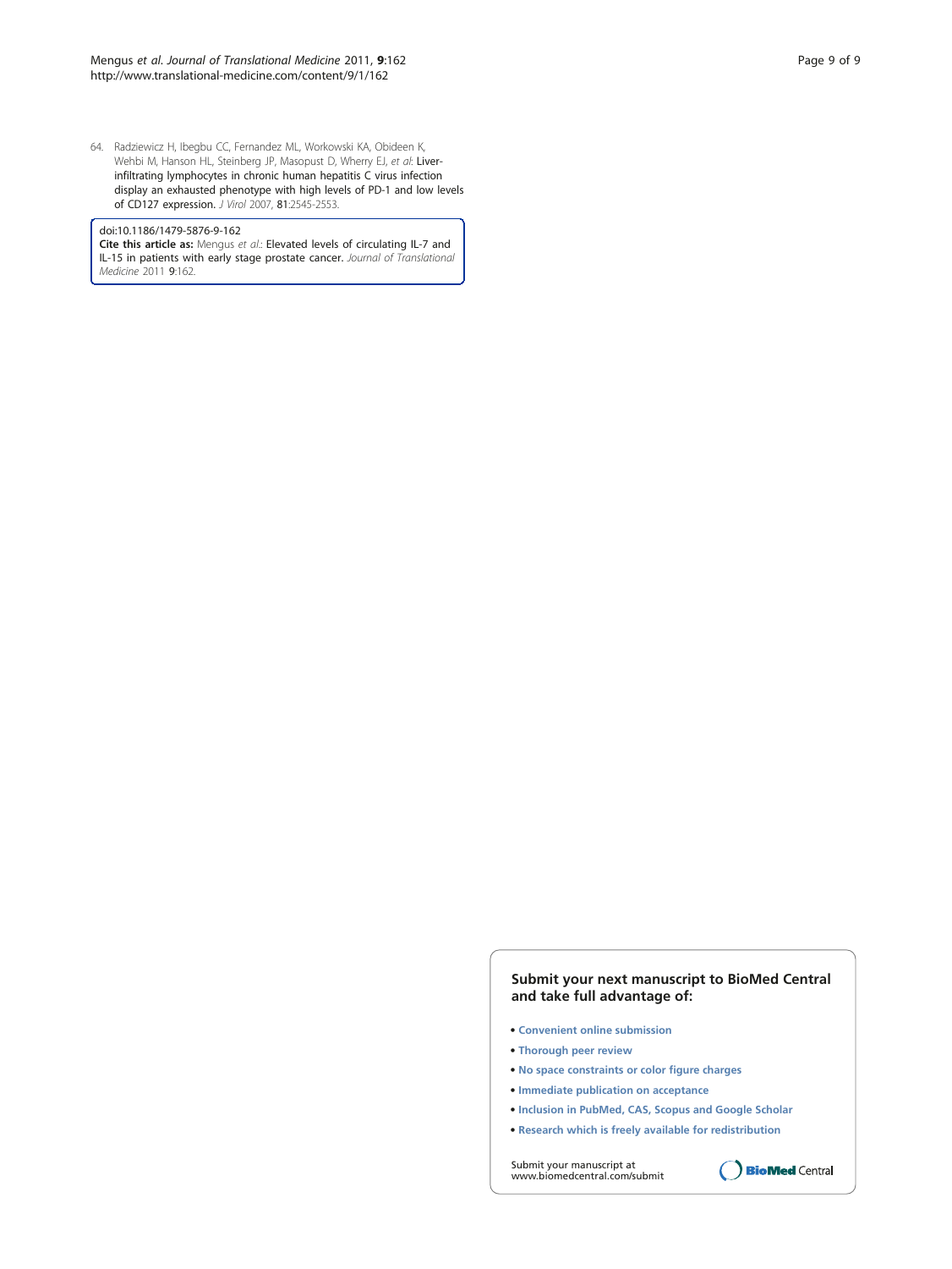64. Radziewicz H, Ibegbu CC, Fernandez ML, Workowski KA, Obideen K, Wehbi M, Hanson HL, Steinberg JP, Masopust D, Wherry EJ, *et al*: **Liver-infiltrating lymphocytes in chronic human hepatitis C virus infection display an exhausted phenotype with high levels of PD-1 and low levels of CD127 expression.** *J Virol* 2007, **81**:2545-2553.

doi:10.1186/1479-5876-9-162

**Cite this article as:** Mengus *et al.*: Elevated levels of circulating IL-7 and IL-15 in patients with early stage prostate cancer. *Journal of Translational Medicine* 2011 **9**:162.

**Submit your next manuscript to BioMed Central and take full advantage of:**

- **Convenient online submission**
- **Thorough peer review**
- **No space constraints or color figure charges**
- **Immediate publication on acceptance**
- **Inclusion in PubMed, CAS, Scopus and Google Scholar**
- **Research which is freely available for redistribution**

Submit your manuscript at
www.biomedcentral.com/submit

BioMed Central